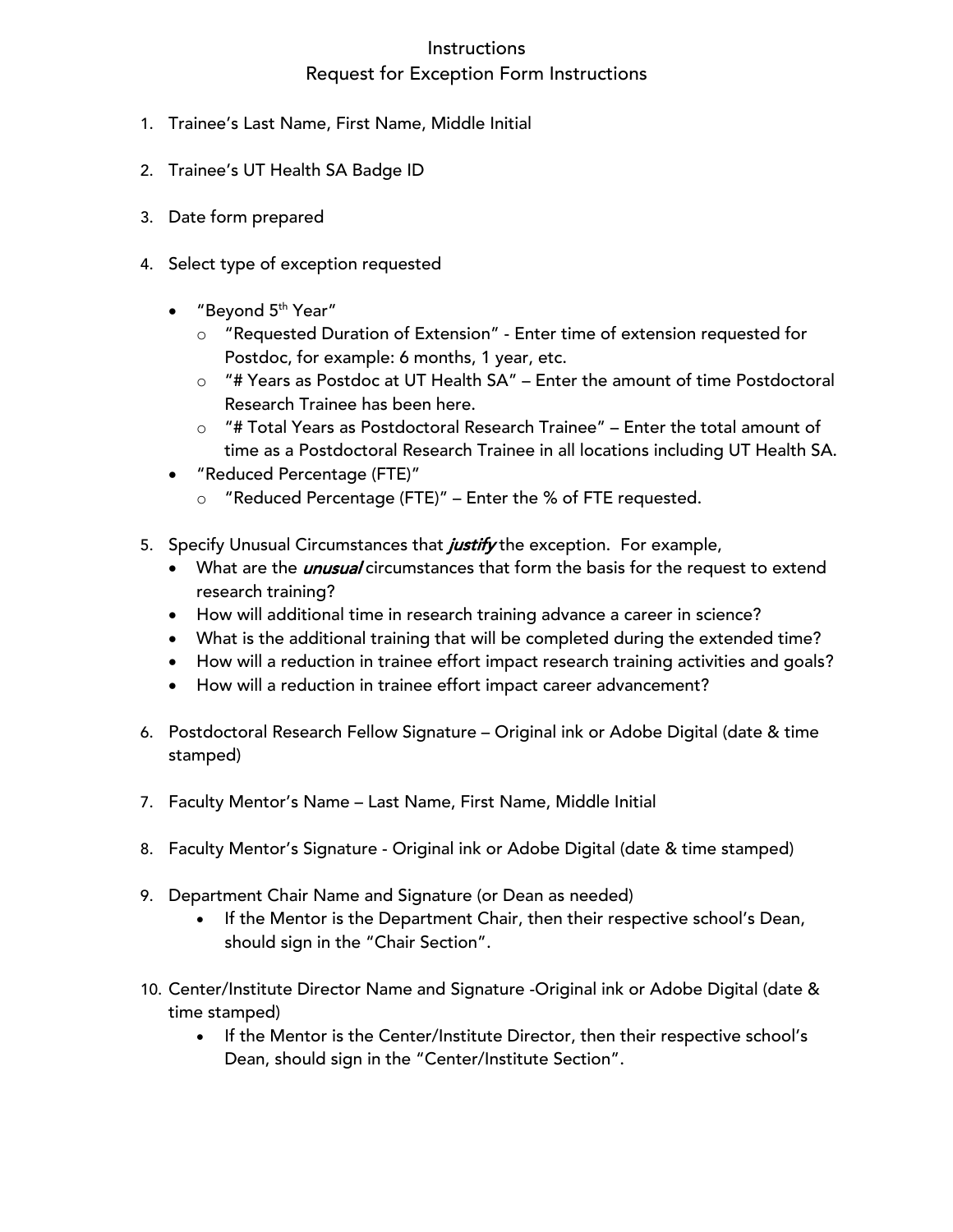# Instructions

## Request for Exception Form Instructions

1. Trainee's Last Name, First Name, Middle Initial

2. Trainee's UT Health SA Badge ID

3. Date form prepared

4. Select type of exception requested

   - "Beyond 5th Year"
     - "Requested Duration of Extension" - Enter time of extension requested for Postdoc, for example: 6 months, 1 year, etc.
     - "# Years as Postdoc at UT Health SA" – Enter the amount of time Postdoctoral Research Trainee has been here.
     - "# Total Years as Postdoctoral Research Trainee" – Enter the total amount of time as a Postdoctoral Research Trainee in all locations including UT Health SA.
   - "Reduced Percentage (FTE)"
     - "Reduced Percentage (FTE)" – Enter the % of FTE requested.

5. Specify Unusual Circumstances that ***justify*** the exception. For example,
   - What are the ***unusual*** circumstances that form the basis for the request to extend research training?
   - How will additional time in research training advance a career in science?
   - What is the additional training that will be completed during the extended time?
   - How will a reduction in trainee effort impact research training activities and goals?
   - How will a reduction in trainee effort impact career advancement?

6. Postdoctoral Research Fellow Signature – Original ink or Adobe Digital (date & time stamped)

7. Faculty Mentor's Name – Last Name, First Name, Middle Initial

8. Faculty Mentor's Signature - Original ink or Adobe Digital (date & time stamped)

9. Department Chair Name and Signature (or Dean as needed)
   - If the Mentor is the Department Chair, then their respective school's Dean, should sign in the "Chair Section".

10. Center/Institute Director Name and Signature -Original ink or Adobe Digital (date & time stamped)
    - If the Mentor is the Center/Institute Director, then their respective school's Dean, should sign in the "Center/Institute Section".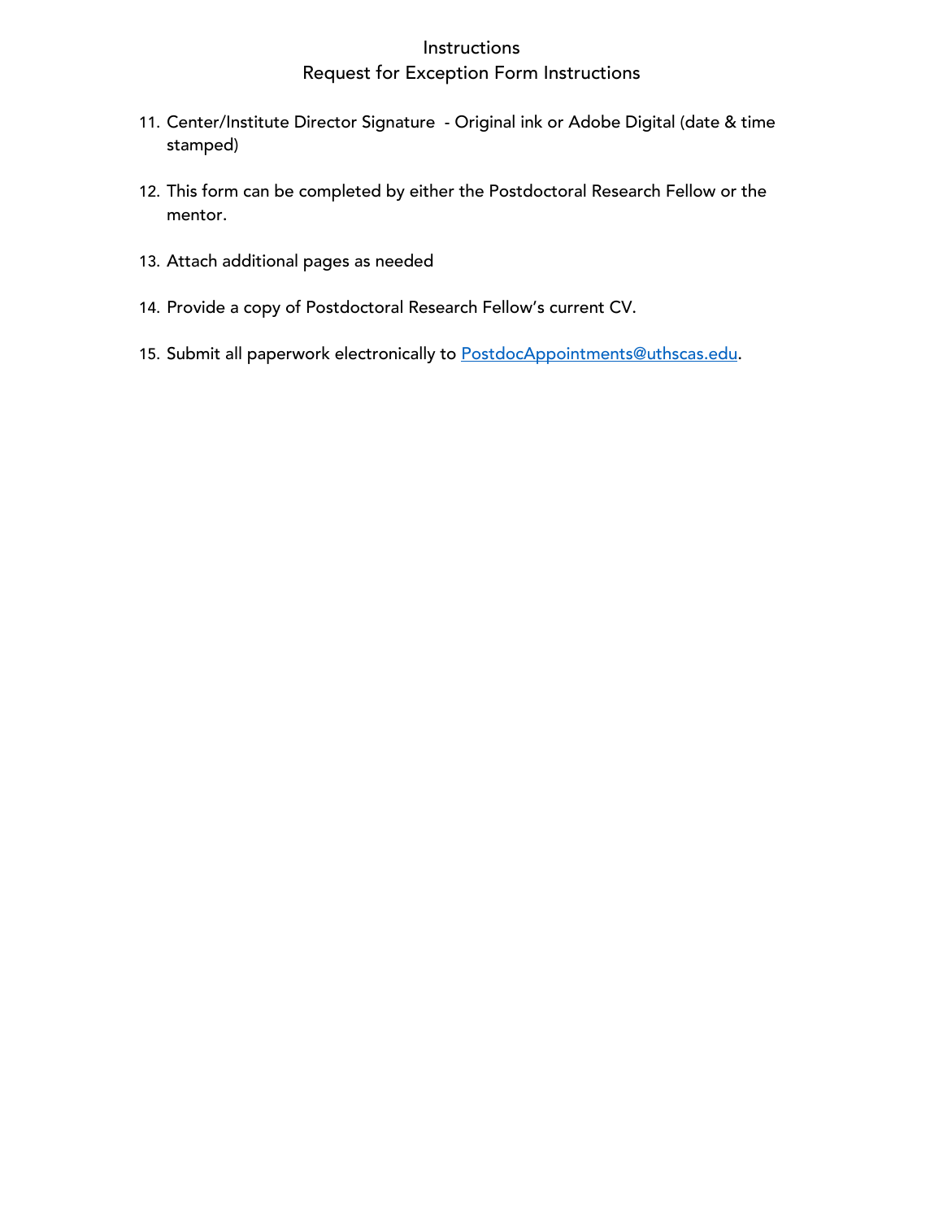Instructions

Request for Exception Form Instructions

11. Center/Institute Director Signature - Original ink or Adobe Digital (date & time stamped)
12. This form can be completed by either the Postdoctoral Research Fellow or the mentor.
13. Attach additional pages as needed
14. Provide a copy of Postdoctoral Research Fellow's current CV.
15. Submit all paperwork electronically to [PostdocAppointments@uthscas.edu](mailto:PostdocAppointments@uthscas.edu).